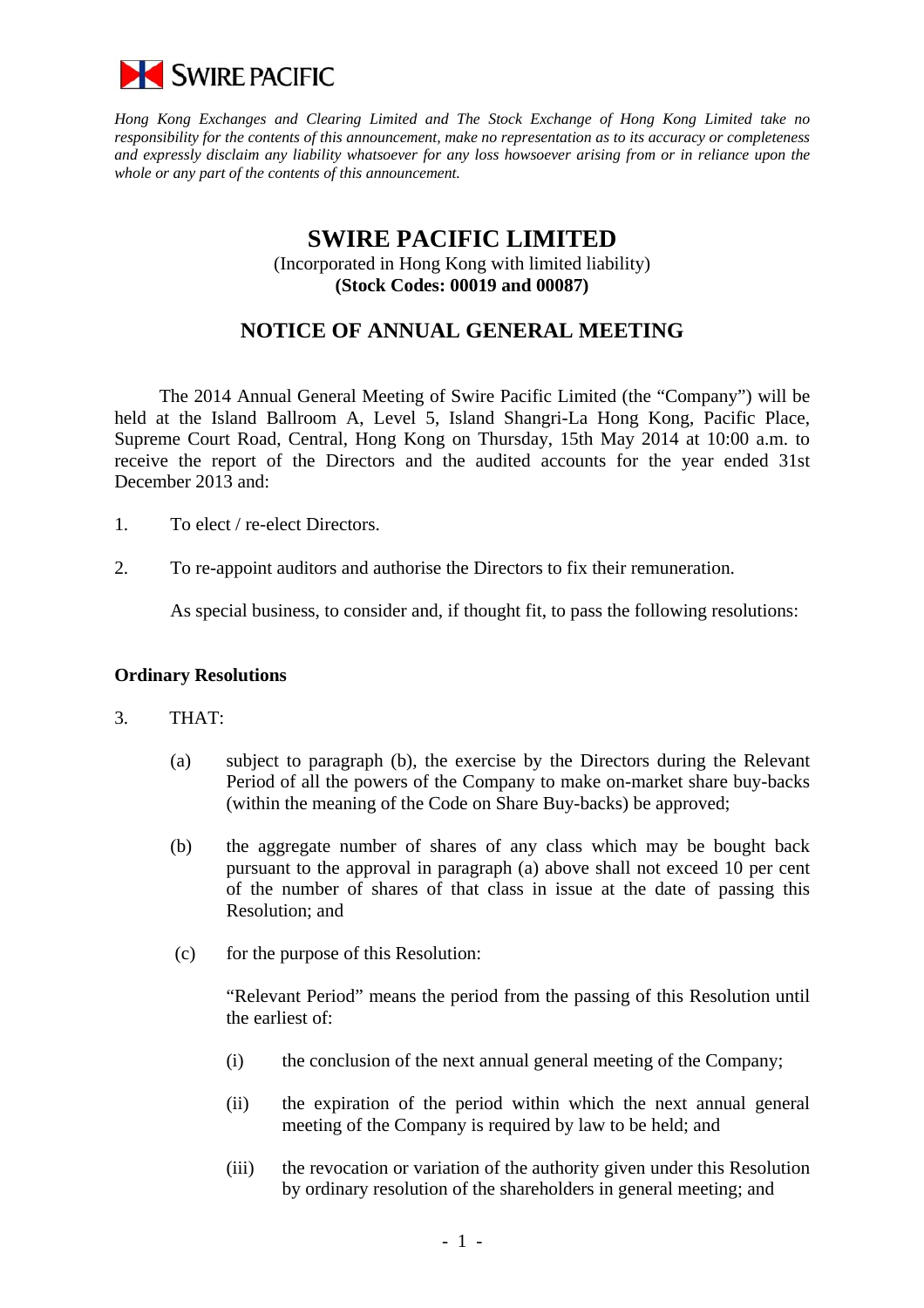SWIRE PACIFIC

*Hong Kong Exchanges and Clearing Limited and The Stock Exchange of Hong Kong Limited take no responsibility for the contents of this announcement, make no representation as to its accuracy or completeness and expressly disclaim any liability whatsoever for any loss howsoever arising from or in reliance upon the whole or any part of the contents of this announcement.*

# SWIRE PACIFIC LIMITED

(Incorporated in Hong Kong with limited liability)
**(Stock Codes: 00019 and 00087)**

## NOTICE OF ANNUAL GENERAL MEETING

The 2014 Annual General Meeting of Swire Pacific Limited (the "Company") will be held at the Island Ballroom A, Level 5, Island Shangri-La Hong Kong, Pacific Place, Supreme Court Road, Central, Hong Kong on Thursday, 15th May 2014 at 10:00 a.m. to receive the report of the Directors and the audited accounts for the year ended 31st December 2013 and:

1. To elect / re-elect Directors.

2. To re-appoint auditors and authorise the Directors to fix their remuneration.

   As special business, to consider and, if thought fit, to pass the following resolutions:

### Ordinary Resolutions

3. THAT:

   (a) subject to paragraph (b), the exercise by the Directors during the Relevant Period of all the powers of the Company to make on-market share buy-backs (within the meaning of the Code on Share Buy-backs) be approved;

   (b) the aggregate number of shares of any class which may be bought back pursuant to the approval in paragraph (a) above shall not exceed 10 per cent of the number of shares of that class in issue at the date of passing this Resolution; and

   (c) for the purpose of this Resolution:

   "Relevant Period" means the period from the passing of this Resolution until the earliest of:

   (i) the conclusion of the next annual general meeting of the Company;

   (ii) the expiration of the period within which the next annual general meeting of the Company is required by law to be held; and

   (iii) the revocation or variation of the authority given under this Resolution by ordinary resolution of the shareholders in general meeting; and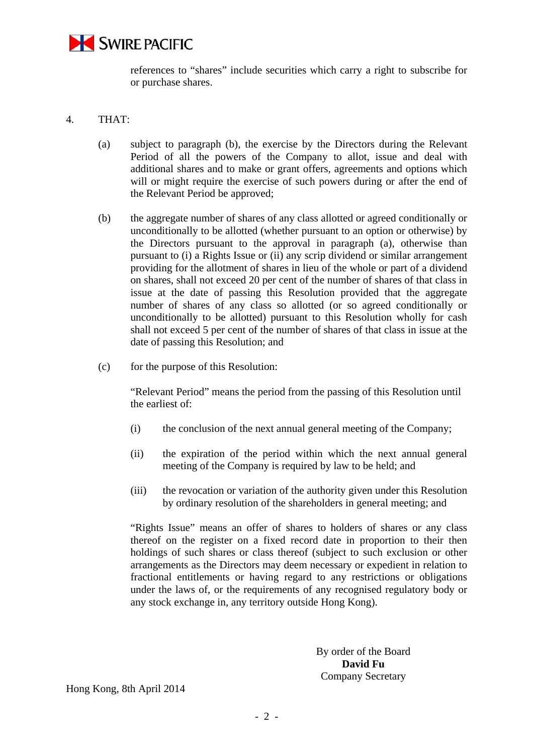references to "shares" include securities which carry a right to subscribe for or purchase shares.

4. THAT:

   (a) subject to paragraph (b), the exercise by the Directors during the Relevant Period of all the powers of the Company to allot, issue and deal with additional shares and to make or grant offers, agreements and options which will or might require the exercise of such powers during or after the end of the Relevant Period be approved;

   (b) the aggregate number of shares of any class allotted or agreed conditionally or unconditionally to be allotted (whether pursuant to an option or otherwise) by the Directors pursuant to the approval in paragraph (a), otherwise than pursuant to (i) a Rights Issue or (ii) any scrip dividend or similar arrangement providing for the allotment of shares in lieu of the whole or part of a dividend on shares, shall not exceed 20 per cent of the number of shares of that class in issue at the date of passing this Resolution provided that the aggregate number of shares of any class so allotted (or so agreed conditionally or unconditionally to be allotted) pursuant to this Resolution wholly for cash shall not exceed 5 per cent of the number of shares of that class in issue at the date of passing this Resolution; and

   (c) for the purpose of this Resolution:

   "Relevant Period" means the period from the passing of this Resolution until the earliest of:

   (i) the conclusion of the next annual general meeting of the Company;

   (ii) the expiration of the period within which the next annual general meeting of the Company is required by law to be held; and

   (iii) the revocation or variation of the authority given under this Resolution by ordinary resolution of the shareholders in general meeting; and

   "Rights Issue" means an offer of shares to holders of shares or any class thereof on the register on a fixed record date in proportion to their then holdings of such shares or class thereof (subject to such exclusion or other arrangements as the Directors may deem necessary or expedient in relation to fractional entitlements or having regard to any restrictions or obligations under the laws of, or the requirements of any recognised regulatory body or any stock exchange in, any territory outside Hong Kong).

By order of the Board
**David Fu**
Company Secretary

Hong Kong, 8th April 2014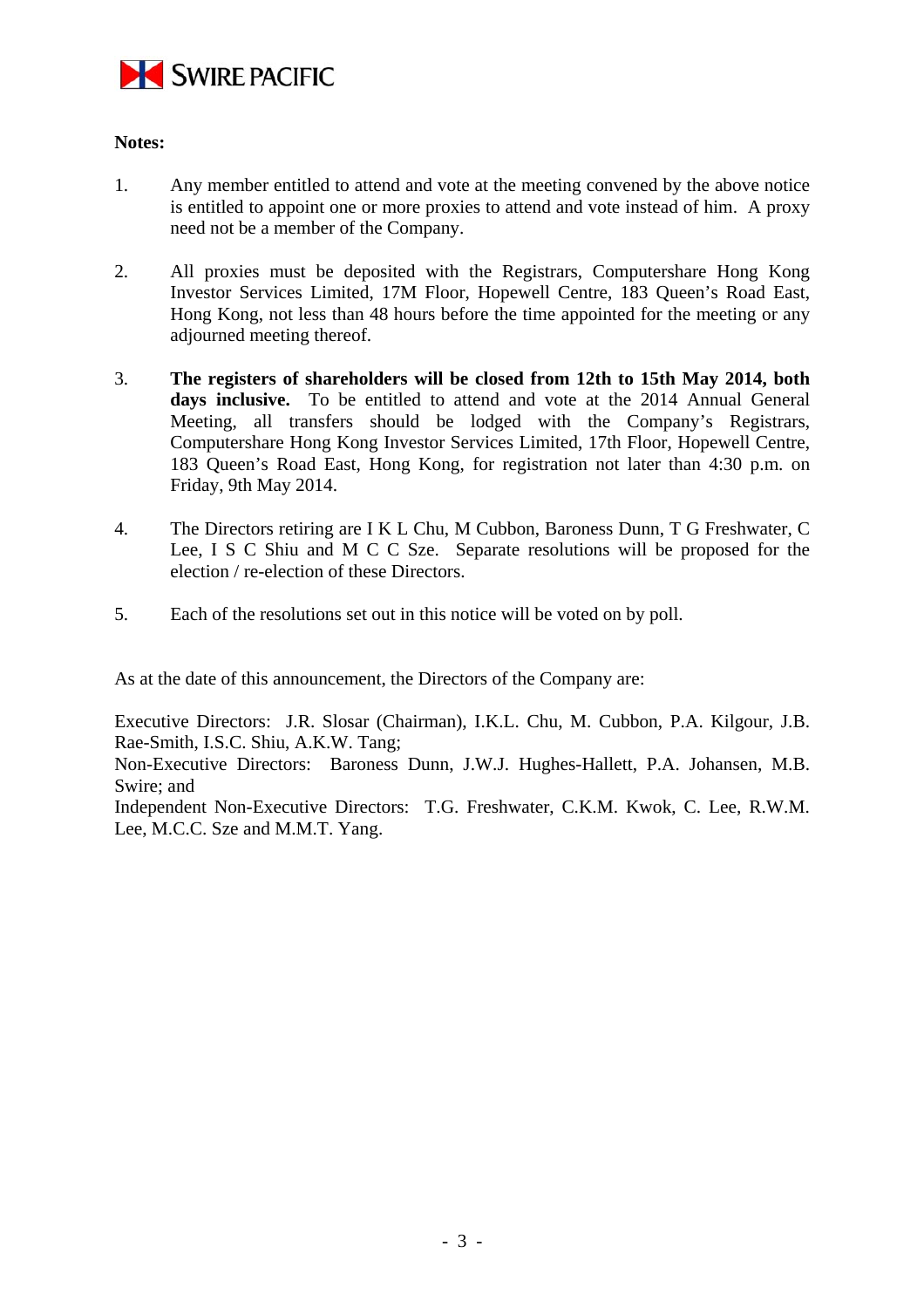SWIRE PACIFIC

**Notes:**

1. Any member entitled to attend and vote at the meeting convened by the above notice is entitled to appoint one or more proxies to attend and vote instead of him. A proxy need not be a member of the Company.

2. All proxies must be deposited with the Registrars, Computershare Hong Kong Investor Services Limited, 17M Floor, Hopewell Centre, 183 Queen's Road East, Hong Kong, not less than 48 hours before the time appointed for the meeting or any adjourned meeting thereof.

3. **The registers of shareholders will be closed from 12th to 15th May 2014, both days inclusive.** To be entitled to attend and vote at the 2014 Annual General Meeting, all transfers should be lodged with the Company's Registrars, Computershare Hong Kong Investor Services Limited, 17th Floor, Hopewell Centre, 183 Queen's Road East, Hong Kong, for registration not later than 4:30 p.m. on Friday, 9th May 2014.

4. The Directors retiring are I K L Chu, M Cubbon, Baroness Dunn, T G Freshwater, C Lee, I S C Shiu and M C C Sze. Separate resolutions will be proposed for the election / re-election of these Directors.

5. Each of the resolutions set out in this notice will be voted on by poll.

As at the date of this announcement, the Directors of the Company are:

Executive Directors: J.R. Slosar (Chairman), I.K.L. Chu, M. Cubbon, P.A. Kilgour, J.B. Rae-Smith, I.S.C. Shiu, A.K.W. Tang;
Non-Executive Directors: Baroness Dunn, J.W.J. Hughes-Hallett, P.A. Johansen, M.B. Swire; and
Independent Non-Executive Directors: T.G. Freshwater, C.K.M. Kwok, C. Lee, R.W.M. Lee, M.C.C. Sze and M.M.T. Yang.